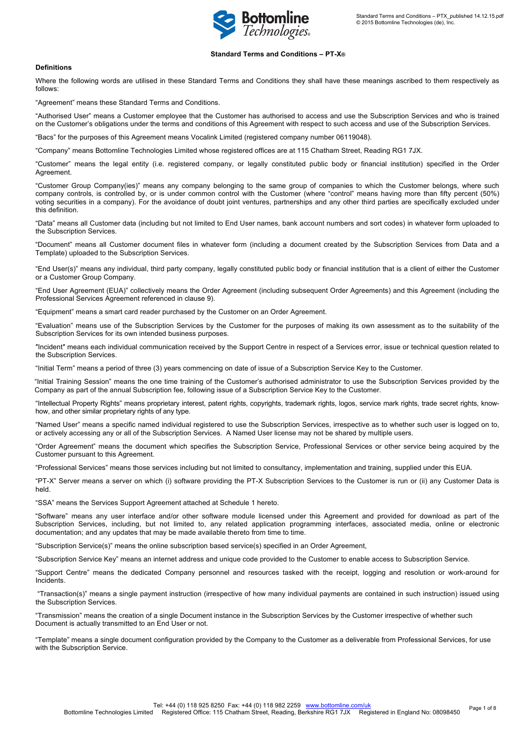# Standard Terms and Conditions – PT-X®

## Definitions

Where the following words are utilised in these Standard Terms and Conditions they shall have these meanings ascribed to them respectively as follows:

"Agreement" means these Standard Terms and Conditions.

"Authorised User" means a Customer employee that the Customer has authorised to access and use the Subscription Services and who is trained on the Customer's obligations under the terms and conditions of this Agreement with respect to such access and use of the Subscription Services.

"Bacs" for the purposes of this Agreement means Vocalink Limited (registered company number 06119048).

"Company" means Bottomline Technologies Limited whose registered offices are at 115 Chatham Street, Reading RG1 7JX.

"Customer" means the legal entity (i.e. registered company, or legally constituted public body or financial institution) specified in the Order Agreement.

"Customer Group Company(ies)" means any company belonging to the same group of companies to which the Customer belongs, where such company controls, is controlled by, or is under common control with the Customer (where "control" means having more than fifty percent (50%) voting securities in a company). For the avoidance of doubt joint ventures, partnerships and any other third parties are specifically excluded under this definition.

"Data" means all Customer data (including but not limited to End User names, bank account numbers and sort codes) in whatever form uploaded to the Subscription Services.

"Document" means all Customer document files in whatever form (including a document created by the Subscription Services from Data and a Template) uploaded to the Subscription Services.

"End User(s)" means any individual, third party company, legally constituted public body or financial institution that is a client of either the Customer or a Customer Group Company.

"End User Agreement (EUA)" collectively means the Order Agreement (including subsequent Order Agreements) and this Agreement (including the Professional Services Agreement referenced in clause 9).

"Equipment" means a smart card reader purchased by the Customer on an Order Agreement.

"Evaluation" means use of the Subscription Services by the Customer for the purposes of making its own assessment as to the suitability of the Subscription Services for its own intended business purposes.

"Incident" means each individual communication received by the Support Centre in respect of a Services error, issue or technical question related to the Subscription Services.

"Initial Term" means a period of three (3) years commencing on date of issue of a Subscription Service Key to the Customer.

"Initial Training Session" means the one time training of the Customer's authorised administrator to use the Subscription Services provided by the Company as part of the annual Subscription fee, following issue of a Subscription Service Key to the Customer.

"Intellectual Property Rights" means proprietary interest, patent rights, copyrights, trademark rights, logos, service mark rights, trade secret rights, know-how, and other similar proprietary rights of any type.

"Named User" means a specific named individual registered to use the Subscription Services, irrespective as to whether such user is logged on to, or actively accessing any or all of the Subscription Services. A Named User license may not be shared by multiple users.

"Order Agreement" means the document which specifies the Subscription Service, Professional Services or other service being acquired by the Customer pursuant to this Agreement.

"Professional Services" means those services including but not limited to consultancy, implementation and training, supplied under this EUA.

"PT-X" Server means a server on which (i) software providing the PT-X Subscription Services to the Customer is run or (ii) any Customer Data is held.

"SSA" means the Services Support Agreement attached at Schedule 1 hereto.

"Software" means any user interface and/or other software module licensed under this Agreement and provided for download as part of the Subscription Services, including, but not limited to, any related application programming interfaces, associated media, online or electronic documentation; and any updates that may be made available thereto from time to time.

"Subscription Service(s)" means the online subscription based service(s) specified in an Order Agreement,

"Subscription Service Key" means an internet address and unique code provided to the Customer to enable access to Subscription Service.

"Support Centre" means the dedicated Company personnel and resources tasked with the receipt, logging and resolution or work-around for Incidents.

"Transaction(s)" means a single payment instruction (irrespective of how many individual payments are contained in such instruction) issued using the Subscription Services.

"Transmission" means the creation of a single Document instance in the Subscription Services by the Customer irrespective of whether such Document is actually transmitted to an End User or not.

"Template" means a single document configuration provided by the Company to the Customer as a deliverable from Professional Services, for use with the Subscription Service.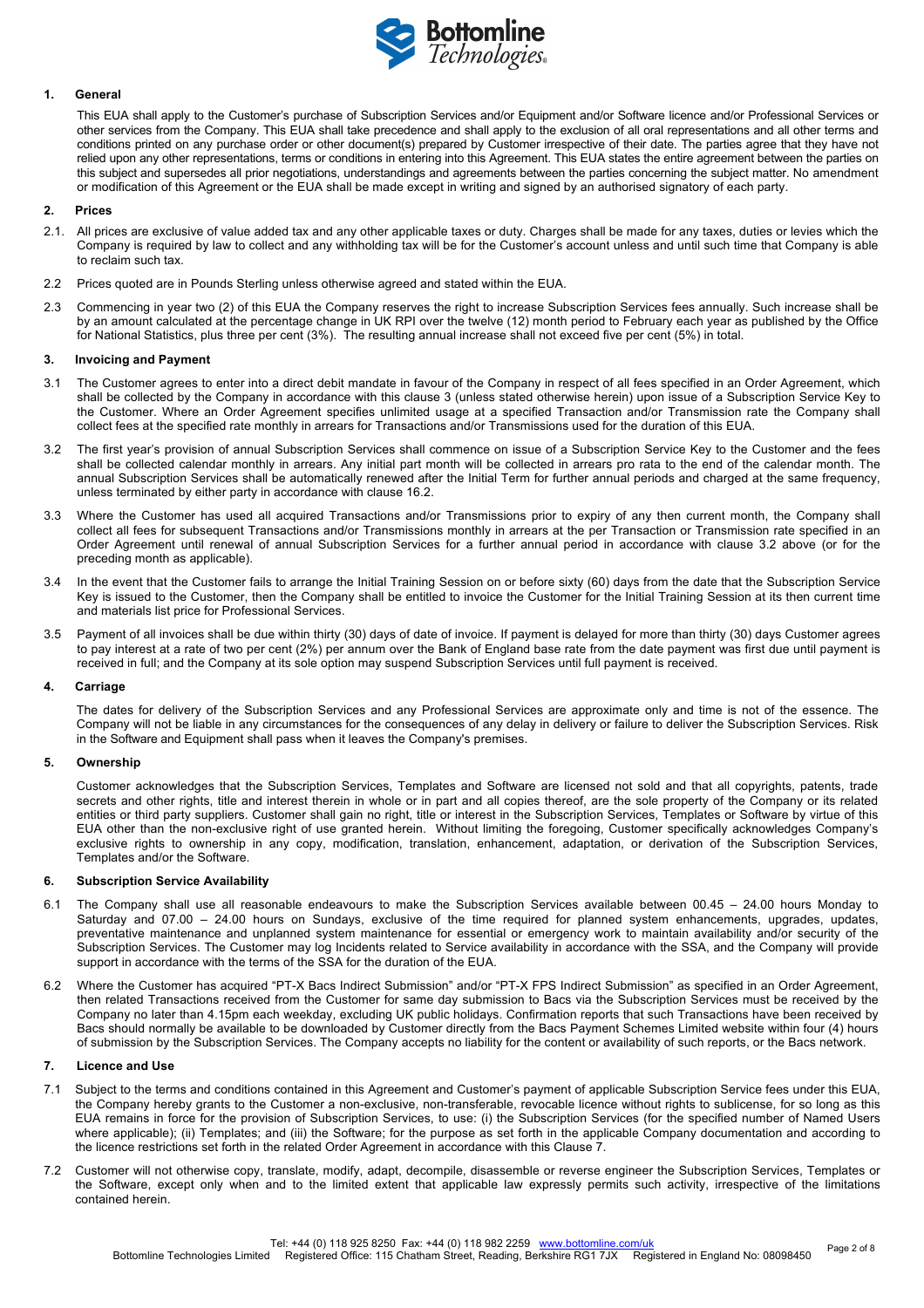## 1. General

This EUA shall apply to the Customer's purchase of Subscription Services and/or Equipment and/or Software licence and/or Professional Services or other services from the Company. This EUA shall take precedence and shall apply to the exclusion of all oral representations and all other terms and conditions printed on any purchase order or other document(s) prepared by Customer irrespective of their date. The parties agree that they have not relied upon any other representations, terms or conditions in entering into this Agreement. This EUA states the entire agreement between the parties on this subject and supersedes all prior negotiations, understandings and agreements between the parties concerning the subject matter. No amendment or modification of this Agreement or the EUA shall be made except in writing and signed by an authorised signatory of each party.

## 2. Prices

2.1. All prices are exclusive of value added tax and any other applicable taxes or duty. Charges shall be made for any taxes, duties or levies which the Company is required by law to collect and any withholding tax will be for the Customer's account unless and until such time that Company is able to reclaim such tax.

2.2 Prices quoted are in Pounds Sterling unless otherwise agreed and stated within the EUA.

2.3 Commencing in year two (2) of this EUA the Company reserves the right to increase Subscription Services fees annually. Such increase shall be by an amount calculated at the percentage change in UK RPI over the twelve (12) month period to February each year as published by the Office for National Statistics, plus three per cent (3%). The resulting annual increase shall not exceed five per cent (5%) in total.

## 3. Invoicing and Payment

3.1 The Customer agrees to enter into a direct debit mandate in favour of the Company in respect of all fees specified in an Order Agreement, which shall be collected by the Company in accordance with this clause 3 (unless stated otherwise herein) upon issue of a Subscription Service Key to the Customer. Where an Order Agreement specifies unlimited usage at a specified Transaction and/or Transmission rate the Company shall collect fees at the specified rate monthly in arrears for Transactions and/or Transmissions used for the duration of this EUA.

3.2 The first year's provision of annual Subscription Services shall commence on issue of a Subscription Service Key to the Customer and the fees shall be collected calendar monthly in arrears. Any initial part month will be collected in arrears pro rata to the end of the calendar month. The annual Subscription Services shall be automatically renewed after the Initial Term for further annual periods and charged at the same frequency, unless terminated by either party in accordance with clause 16.2.

3.3 Where the Customer has used all acquired Transactions and/or Transmissions prior to expiry of any then current month, the Company shall collect all fees for subsequent Transactions and/or Transmissions monthly in arrears at the per Transaction or Transmission rate specified in an Order Agreement until renewal of annual Subscription Services for a further annual period in accordance with clause 3.2 above (or for the preceding month as applicable).

3.4 In the event that the Customer fails to arrange the Initial Training Session on or before sixty (60) days from the date that the Subscription Service Key is issued to the Customer, then the Company shall be entitled to invoice the Customer for the Initial Training Session at its then current time and materials list price for Professional Services.

3.5 Payment of all invoices shall be due within thirty (30) days of date of invoice. If payment is delayed for more than thirty (30) days Customer agrees to pay interest at a rate of two per cent (2%) per annum over the Bank of England base rate from the date payment was first due until payment is received in full; and the Company at its sole option may suspend Subscription Services until full payment is received.

## 4. Carriage

The dates for delivery of the Subscription Services and any Professional Services are approximate only and time is not of the essence. The Company will not be liable in any circumstances for the consequences of any delay in delivery or failure to deliver the Subscription Services. Risk in the Software and Equipment shall pass when it leaves the Company's premises.

## 5. Ownership

Customer acknowledges that the Subscription Services, Templates and Software are licensed not sold and that all copyrights, patents, trade secrets and other rights, title and interest therein in whole or in part and all copies thereof, are the sole property of the Company or its related entities or third party suppliers. Customer shall gain no right, title or interest in the Subscription Services, Templates or Software by virtue of this EUA other than the non-exclusive right of use granted herein. Without limiting the foregoing, Customer specifically acknowledges Company's exclusive rights to ownership in any copy, modification, translation, enhancement, adaptation, or derivation of the Subscription Services, Templates and/or the Software.

## 6. Subscription Service Availability

6.1 The Company shall use all reasonable endeavours to make the Subscription Services available between 00.45 – 24.00 hours Monday to Saturday and 07.00 – 24.00 hours on Sundays, exclusive of the time required for planned system enhancements, upgrades, updates, preventative maintenance and unplanned system maintenance for essential or emergency work to maintain availability and/or security of the Subscription Services. The Customer may log Incidents related to Service availability in accordance with the SSA, and the Company will provide support in accordance with the terms of the SSA for the duration of the EUA.

6.2 Where the Customer has acquired "PT-X Bacs Indirect Submission" and/or "PT-X FPS Indirect Submission" as specified in an Order Agreement, then related Transactions received from the Customer for same day submission to Bacs via the Subscription Services must be received by the Company no later than 4.15pm each weekday, excluding UK public holidays. Confirmation reports that such Transactions have been received by Bacs should normally be available to be downloaded by Customer directly from the Bacs Payment Schemes Limited website within four (4) hours of submission by the Subscription Services. The Company accepts no liability for the content or availability of such reports, or the Bacs network.

## 7. Licence and Use

7.1 Subject to the terms and conditions contained in this Agreement and Customer's payment of applicable Subscription Service fees under this EUA, the Company hereby grants to the Customer a non-exclusive, non-transferable, revocable licence without rights to sublicense, for so long as this EUA remains in force for the provision of Subscription Services, to use: (i) the Subscription Services (for the specified number of Named Users where applicable); (ii) Templates; and (iii) the Software; for the purpose as set forth in the applicable Company documentation and according to the licence restrictions set forth in the related Order Agreement in accordance with this Clause 7.

7.2 Customer will not otherwise copy, translate, modify, adapt, decompile, disassemble or reverse engineer the Subscription Services, Templates or the Software, except only when and to the limited extent that applicable law expressly permits such activity, irrespective of the limitations contained herein.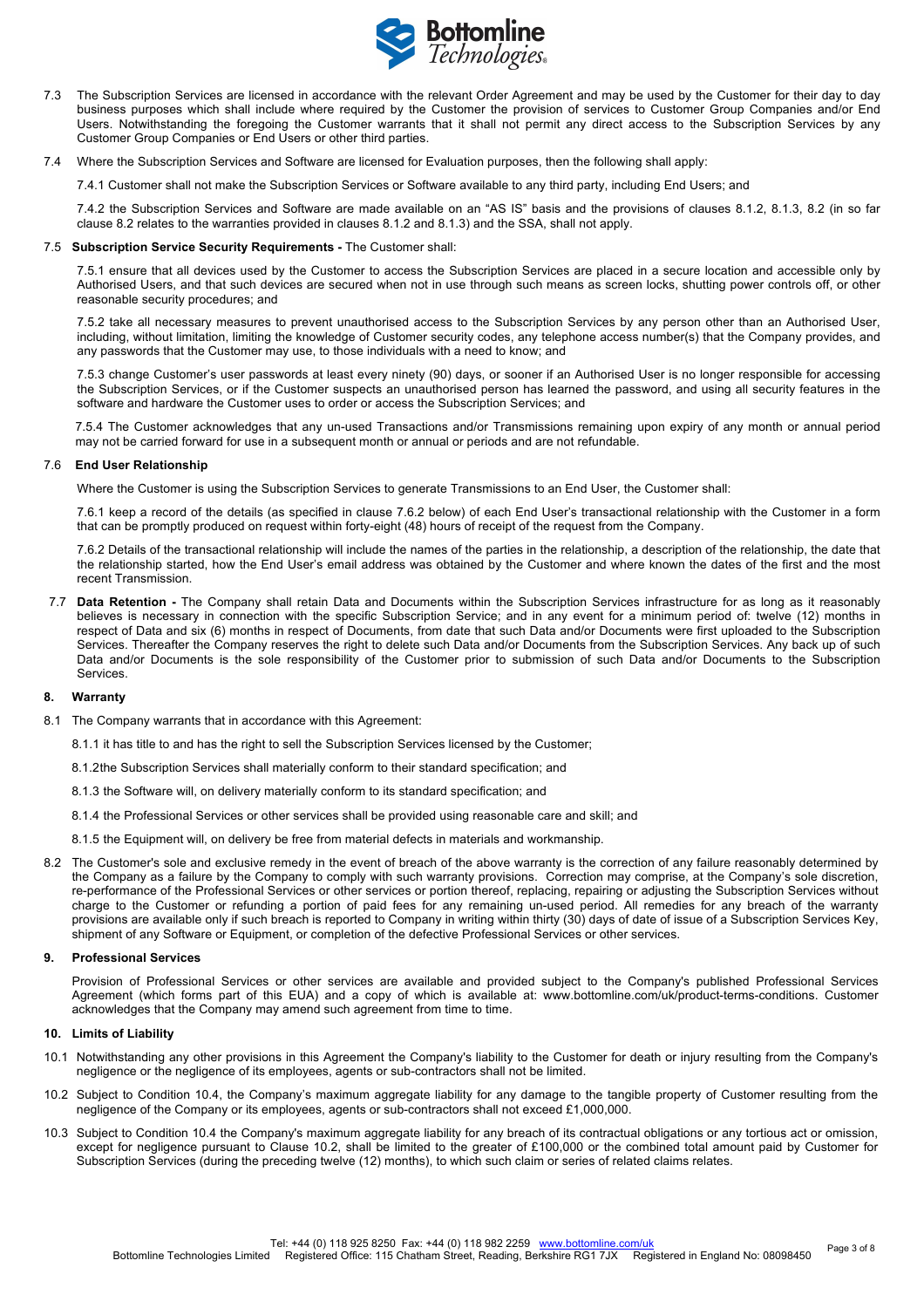7.3 The Subscription Services are licensed in accordance with the relevant Order Agreement and may be used by the Customer for their day to day business purposes which shall include where required by the Customer the provision of services to Customer Group Companies and/or End Users. Notwithstanding the foregoing the Customer warrants that it shall not permit any direct access to the Subscription Services by any Customer Group Companies or End Users or other third parties.

7.4 Where the Subscription Services and Software are licensed for Evaluation purposes, then the following shall apply:

7.4.1 Customer shall not make the Subscription Services or Software available to any third party, including End Users; and

7.4.2 the Subscription Services and Software are made available on an "AS IS" basis and the provisions of clauses 8.1.2, 8.1.3, 8.2 (in so far clause 8.2 relates to the warranties provided in clauses 8.1.2 and 8.1.3) and the SSA, shall not apply.

7.5 **Subscription Service Security Requirements -** The Customer shall:

7.5.1 ensure that all devices used by the Customer to access the Subscription Services are placed in a secure location and accessible only by Authorised Users, and that such devices are secured when not in use through such means as screen locks, shutting power controls off, or other reasonable security procedures; and

7.5.2 take all necessary measures to prevent unauthorised access to the Subscription Services by any person other than an Authorised User, including, without limitation, limiting the knowledge of Customer security codes, any telephone access number(s) that the Company provides, and any passwords that the Customer may use, to those individuals with a need to know; and

7.5.3 change Customer's user passwords at least every ninety (90) days, or sooner if an Authorised User is no longer responsible for accessing the Subscription Services, or if the Customer suspects an unauthorised person has learned the password, and using all security features in the software and hardware the Customer uses to order or access the Subscription Services; and

7.5.4 The Customer acknowledges that any un-used Transactions and/or Transmissions remaining upon expiry of any month or annual period may not be carried forward for use in a subsequent month or annual or periods and are not refundable.

7.6 **End User Relationship**

Where the Customer is using the Subscription Services to generate Transmissions to an End User, the Customer shall:

7.6.1 keep a record of the details (as specified in clause 7.6.2 below) of each End User's transactional relationship with the Customer in a form that can be promptly produced on request within forty-eight (48) hours of receipt of the request from the Company.

7.6.2 Details of the transactional relationship will include the names of the parties in the relationship, a description of the relationship, the date that the relationship started, how the End User's email address was obtained by the Customer and where known the dates of the first and the most recent Transmission.

7.7 **Data Retention -** The Company shall retain Data and Documents within the Subscription Services infrastructure for as long as it reasonably believes is necessary in connection with the specific Subscription Service; and in any event for a minimum period of: twelve (12) months in respect of Data and six (6) months in respect of Documents, from date that such Data and/or Documents were first uploaded to the Subscription Services. Thereafter the Company reserves the right to delete such Data and/or Documents from the Subscription Services. Any back up of such Data and/or Documents is the sole responsibility of the Customer prior to submission of such Data and/or Documents to the Subscription Services.

## 8. Warranty

8.1 The Company warrants that in accordance with this Agreement:

8.1.1 it has title to and has the right to sell the Subscription Services licensed by the Customer;

8.1.2the Subscription Services shall materially conform to their standard specification; and

8.1.3 the Software will, on delivery materially conform to its standard specification; and

8.1.4 the Professional Services or other services shall be provided using reasonable care and skill; and

8.1.5 the Equipment will, on delivery be free from material defects in materials and workmanship.

8.2 The Customer's sole and exclusive remedy in the event of breach of the above warranty is the correction of any failure reasonably determined by the Company as a failure by the Company to comply with such warranty provisions. Correction may comprise, at the Company's sole discretion, re-performance of the Professional Services or other services or portion thereof, replacing, repairing or adjusting the Subscription Services without charge to the Customer or refunding a portion of paid fees for any remaining un-used period. All remedies for any breach of the warranty provisions are available only if such breach is reported to Company in writing within thirty (30) days of date of issue of a Subscription Services Key, shipment of any Software or Equipment, or completion of the defective Professional Services or other services.

## 9. Professional Services

Provision of Professional Services or other services are available and provided subject to the Company's published Professional Services Agreement (which forms part of this EUA) and a copy of which is available at: www.bottomline.com/uk/product-terms-conditions. Customer acknowledges that the Company may amend such agreement from time to time.

## 10. Limits of Liability

10.1 Notwithstanding any other provisions in this Agreement the Company's liability to the Customer for death or injury resulting from the Company's negligence or the negligence of its employees, agents or sub-contractors shall not be limited.

10.2 Subject to Condition 10.4, the Company's maximum aggregate liability for any damage to the tangible property of Customer resulting from the negligence of the Company or its employees, agents or sub-contractors shall not exceed £1,000,000.

10.3 Subject to Condition 10.4 the Company's maximum aggregate liability for any breach of its contractual obligations or any tortious act or omission, except for negligence pursuant to Clause 10.2, shall be limited to the greater of £100,000 or the combined total amount paid by Customer for Subscription Services (during the preceding twelve (12) months), to which such claim or series of related claims relates.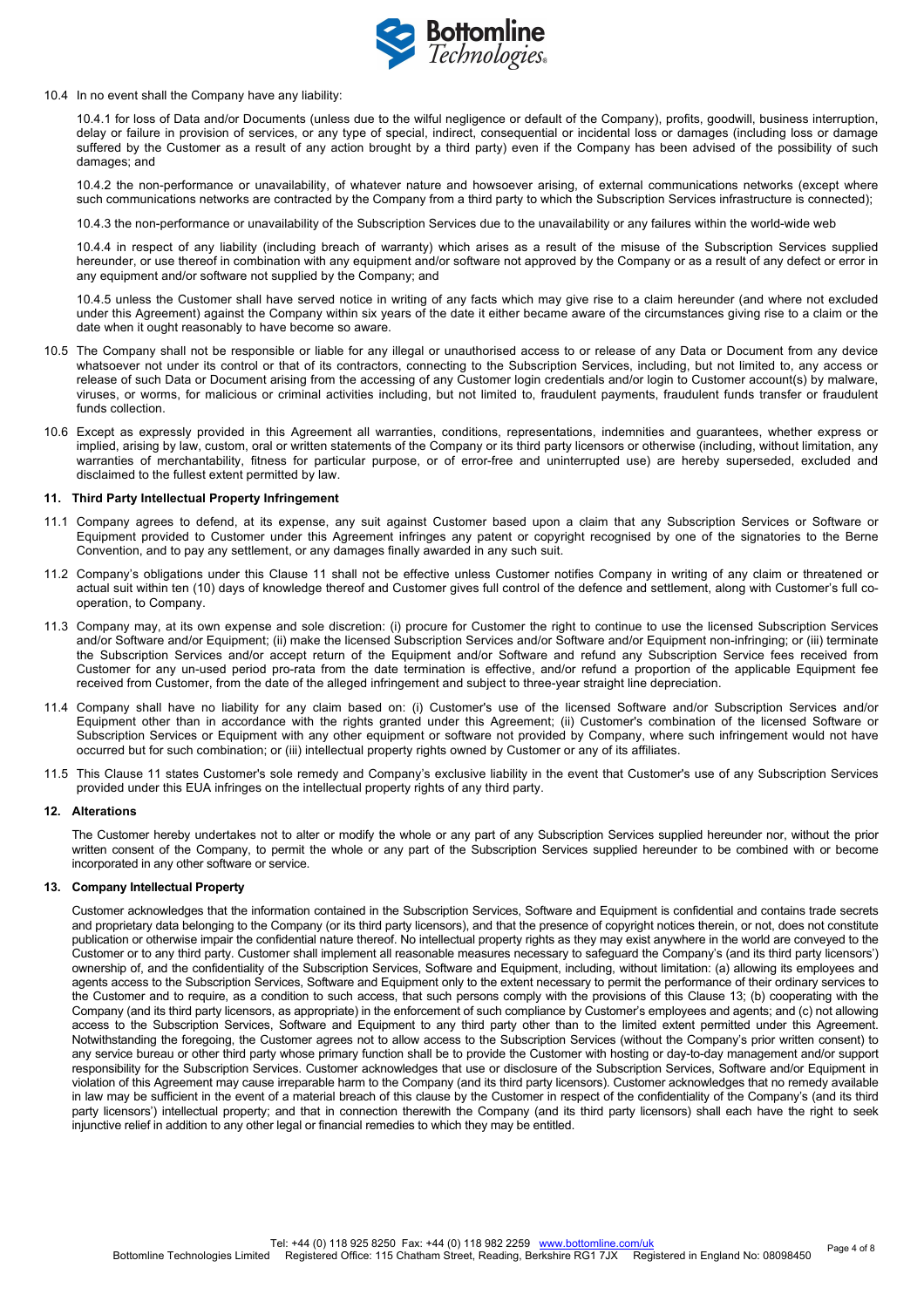10.4 In no event shall the Company have any liability:

10.4.1 for loss of Data and/or Documents (unless due to the wilful negligence or default of the Company), profits, goodwill, business interruption, delay or failure in provision of services, or any type of special, indirect, consequential or incidental loss or damages (including loss or damage suffered by the Customer as a result of any action brought by a third party) even if the Company has been advised of the possibility of such damages; and

10.4.2 the non-performance or unavailability, of whatever nature and howsoever arising, of external communications networks (except where such communications networks are contracted by the Company from a third party to which the Subscription Services infrastructure is connected);

10.4.3 the non-performance or unavailability of the Subscription Services due to the unavailability or any failures within the world-wide web

10.4.4 in respect of any liability (including breach of warranty) which arises as a result of the misuse of the Subscription Services supplied hereunder, or use thereof in combination with any equipment and/or software not approved by the Company or as a result of any defect or error in any equipment and/or software not supplied by the Company; and

10.4.5 unless the Customer shall have served notice in writing of any facts which may give rise to a claim hereunder (and where not excluded under this Agreement) against the Company within six years of the date it either became aware of the circumstances giving rise to a claim or the date when it ought reasonably to have become so aware.

10.5 The Company shall not be responsible or liable for any illegal or unauthorised access to or release of any Data or Document from any device whatsoever not under its control or that of its contractors, connecting to the Subscription Services, including, but not limited to, any access or release of such Data or Document arising from the accessing of any Customer login credentials and/or login to Customer account(s) by malware, viruses, or worms, for malicious or criminal activities including, but not limited to, fraudulent payments, fraudulent funds transfer or fraudulent funds collection.

10.6 Except as expressly provided in this Agreement all warranties, conditions, representations, indemnities and guarantees, whether express or implied, arising by law, custom, oral or written statements of the Company or its third party licensors or otherwise (including, without limitation, any warranties of merchantability, fitness for particular purpose, or of error-free and uninterrupted use) are hereby superseded, excluded and disclaimed to the fullest extent permitted by law.

### 11. Third Party Intellectual Property Infringement

11.1 Company agrees to defend, at its expense, any suit against Customer based upon a claim that any Subscription Services or Software or Equipment provided to Customer under this Agreement infringes any patent or copyright recognised by one of the signatories to the Berne Convention, and to pay any settlement, or any damages finally awarded in any such suit.

11.2 Company's obligations under this Clause 11 shall not be effective unless Customer notifies Company in writing of any claim or threatened or actual suit within ten (10) days of knowledge thereof and Customer gives full control of the defence and settlement, along with Customer's full co-operation, to Company.

11.3 Company may, at its own expense and sole discretion: (i) procure for Customer the right to continue to use the licensed Subscription Services and/or Software and/or Equipment; (ii) make the licensed Subscription Services and/or Software and/or Equipment non-infringing; or (iii) terminate the Subscription Services and/or accept return of the Equipment and/or Software and refund any Subscription Service fees received from Customer for any un-used period pro-rata from the date termination is effective, and/or refund a proportion of the applicable Equipment fee received from Customer, from the date of the alleged infringement and subject to three-year straight line depreciation.

11.4 Company shall have no liability for any claim based on: (i) Customer's use of the licensed Software and/or Subscription Services and/or Equipment other than in accordance with the rights granted under this Agreement; (ii) Customer's combination of the licensed Software or Subscription Services or Equipment with any other equipment or software not provided by Company, where such infringement would not have occurred but for such combination; or (iii) intellectual property rights owned by Customer or any of its affiliates.

11.5 This Clause 11 states Customer's sole remedy and Company's exclusive liability in the event that Customer's use of any Subscription Services provided under this EUA infringes on the intellectual property rights of any third party.

### 12. Alterations

The Customer hereby undertakes not to alter or modify the whole or any part of any Subscription Services supplied hereunder nor, without the prior written consent of the Company, to permit the whole or any part of the Subscription Services supplied hereunder to be combined with or become incorporated in any other software or service.

### 13. Company Intellectual Property

Customer acknowledges that the information contained in the Subscription Services, Software and Equipment is confidential and contains trade secrets and proprietary data belonging to the Company (or its third party licensors), and that the presence of copyright notices therein, or not, does not constitute publication or otherwise impair the confidential nature thereof. No intellectual property rights as they may exist anywhere in the world are conveyed to the Customer or to any third party. Customer shall implement all reasonable measures necessary to safeguard the Company's (and its third party licensors') ownership of, and the confidentiality of the Subscription Services, Software and Equipment, including, without limitation: (a) allowing its employees and agents access to the Subscription Services, Software and Equipment only to the extent necessary to permit the performance of their ordinary services to the Customer and to require, as a condition to such access, that such persons comply with the provisions of this Clause 13; (b) cooperating with the Company (and its third party licensors, as appropriate) in the enforcement of such compliance by Customer's employees and agents; and (c) not allowing access to the Subscription Services, Software and Equipment to any third party other than to the limited extent permitted under this Agreement. Notwithstanding the foregoing, the Customer agrees not to allow access to the Subscription Services (without the Company's prior written consent) to any service bureau or other third party whose primary function shall be to provide the Customer with hosting or day-to-day management and/or support responsibility for the Subscription Services. Customer acknowledges that use or disclosure of the Subscription Services, Software and/or Equipment in violation of this Agreement may cause irreparable harm to the Company (and its third party licensors). Customer acknowledges that no remedy available in law may be sufficient in the event of a material breach of this clause by the Customer in respect of the confidentiality of the Company's (and its third party licensors') intellectual property; and that in connection therewith the Company (and its third party licensors) shall each have the right to seek injunctive relief in addition to any other legal or financial remedies to which they may be entitled.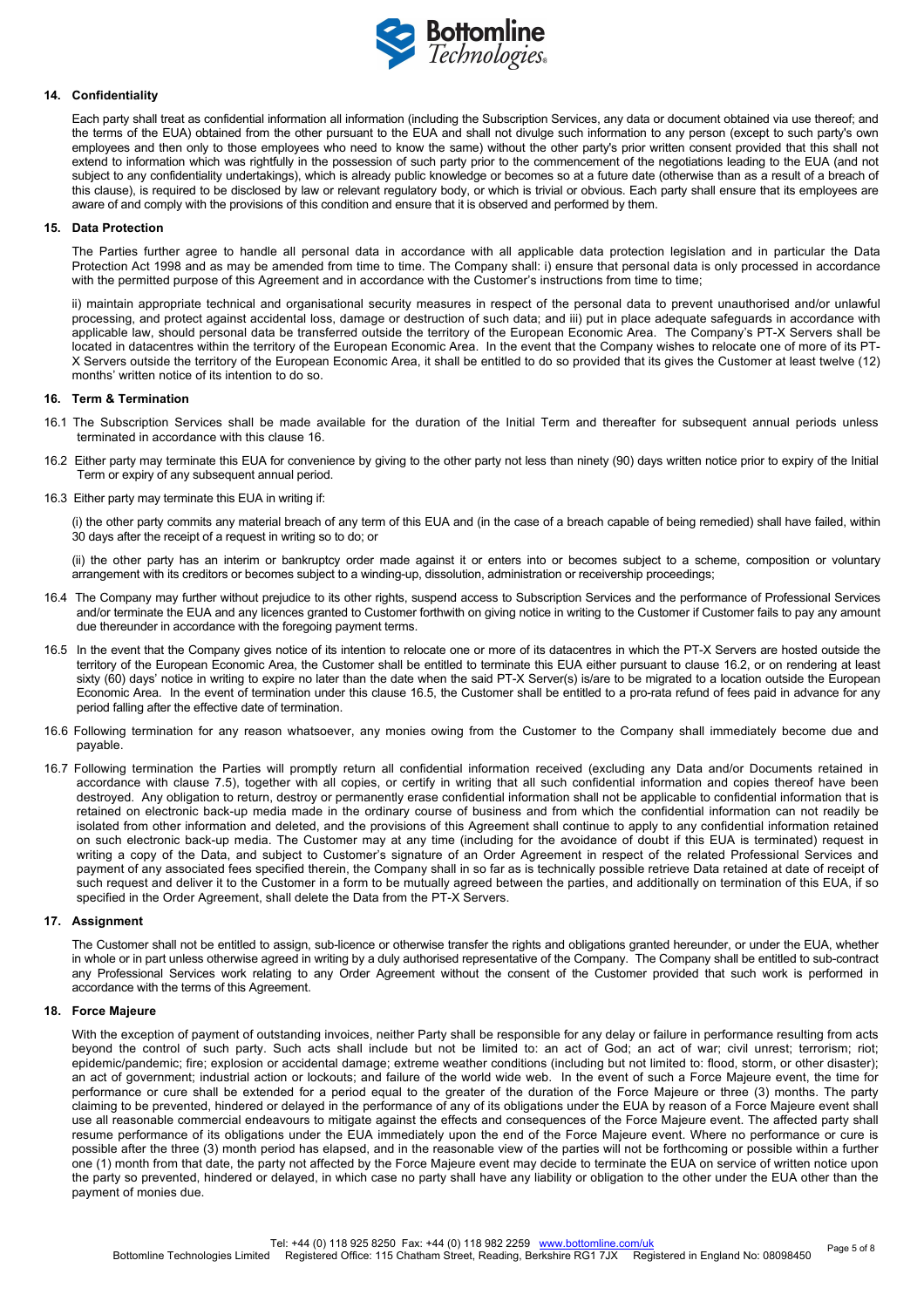## 14. Confidentiality

Each party shall treat as confidential information all information (including the Subscription Services, any data or document obtained via use thereof; and the terms of the EUA) obtained from the other pursuant to the EUA and shall not divulge such information to any person (except to such party's own employees and then only to those employees who need to know the same) without the other party's prior written consent provided that this shall not extend to information which was rightfully in the possession of such party prior to the commencement of the negotiations leading to the EUA (and not subject to any confidentiality undertakings), which is already public knowledge or becomes so at a future date (otherwise than as a result of a breach of this clause), is required to be disclosed by law or relevant regulatory body, or which is trivial or obvious. Each party shall ensure that its employees are aware of and comply with the provisions of this condition and ensure that it is observed and performed by them.

## 15. Data Protection

The Parties further agree to handle all personal data in accordance with all applicable data protection legislation and in particular the Data Protection Act 1998 and as may be amended from time to time. The Company shall: i) ensure that personal data is only processed in accordance with the permitted purpose of this Agreement and in accordance with the Customer's instructions from time to time;

ii) maintain appropriate technical and organisational security measures in respect of the personal data to prevent unauthorised and/or unlawful processing, and protect against accidental loss, damage or destruction of such data; and iii) put in place adequate safeguards in accordance with applicable law, should personal data be transferred outside the territory of the European Economic Area. The Company's PT-X Servers shall be located in datacentres within the territory of the European Economic Area. In the event that the Company wishes to relocate one of more of its PT-X Servers outside the territory of the European Economic Area, it shall be entitled to do so provided that its gives the Customer at least twelve (12) months' written notice of its intention to do so.

## 16. Term & Termination

16.1 The Subscription Services shall be made available for the duration of the Initial Term and thereafter for subsequent annual periods unless terminated in accordance with this clause 16.

16.2 Either party may terminate this EUA for convenience by giving to the other party not less than ninety (90) days written notice prior to expiry of the Initial Term or expiry of any subsequent annual period.

16.3 Either party may terminate this EUA in writing if:

(i) the other party commits any material breach of any term of this EUA and (in the case of a breach capable of being remedied) shall have failed, within 30 days after the receipt of a request in writing so to do; or

(ii) the other party has an interim or bankruptcy order made against it or enters into or becomes subject to a scheme, composition or voluntary arrangement with its creditors or becomes subject to a winding-up, dissolution, administration or receivership proceedings;

16.4 The Company may further without prejudice to its other rights, suspend access to Subscription Services and the performance of Professional Services and/or terminate the EUA and any licences granted to Customer forthwith on giving notice in writing to the Customer if Customer fails to pay any amount due thereunder in accordance with the foregoing payment terms.

16.5 In the event that the Company gives notice of its intention to relocate one or more of its datacentres in which the PT-X Servers are hosted outside the territory of the European Economic Area, the Customer shall be entitled to terminate this EUA either pursuant to clause 16.2, or on rendering at least sixty (60) days' notice in writing to expire no later than the date when the said PT-X Server(s) is/are to be migrated to a location outside the European Economic Area. In the event of termination under this clause 16.5, the Customer shall be entitled to a pro-rata refund of fees paid in advance for any period falling after the effective date of termination.

16.6 Following termination for any reason whatsoever, any monies owing from the Customer to the Company shall immediately become due and payable.

16.7 Following termination the Parties will promptly return all confidential information received (excluding any Data and/or Documents retained in accordance with clause 7.5), together with all copies, or certify in writing that all such confidential information and copies thereof have been destroyed. Any obligation to return, destroy or permanently erase confidential information shall not be applicable to confidential information that is retained on electronic back-up media made in the ordinary course of business and from which the confidential information can not readily be isolated from other information and deleted, and the provisions of this Agreement shall continue to apply to any confidential information retained on such electronic back-up media. The Customer may at any time (including for the avoidance of doubt if this EUA is terminated) request in writing a copy of the Data, and subject to Customer's signature of an Order Agreement in respect of the related Professional Services and payment of any associated fees specified therein, the Company shall in so far as is technically possible retrieve Data retained at date of receipt of such request and deliver it to the Customer in a form to be mutually agreed between the parties, and additionally on termination of this EUA, if so specified in the Order Agreement, shall delete the Data from the PT-X Servers.

## 17. Assignment

The Customer shall not be entitled to assign, sub-licence or otherwise transfer the rights and obligations granted hereunder, or under the EUA, whether in whole or in part unless otherwise agreed in writing by a duly authorised representative of the Company. The Company shall be entitled to sub-contract any Professional Services work relating to any Order Agreement without the consent of the Customer provided that such work is performed in accordance with the terms of this Agreement.

## 18. Force Majeure

With the exception of payment of outstanding invoices, neither Party shall be responsible for any delay or failure in performance resulting from acts beyond the control of such party. Such acts shall include but not be limited to: an act of God; an act of war; civil unrest; terrorism; riot; epidemic/pandemic; fire; explosion or accidental damage; extreme weather conditions (including but not limited to: flood, storm, or other disaster); an act of government; industrial action or lockouts; and failure of the world wide web. In the event of such a Force Majeure event, the time for performance or cure shall be extended for a period equal to the greater of the duration of the Force Majeure or three (3) months. The party claiming to be prevented, hindered or delayed in the performance of any of its obligations under the EUA by reason of a Force Majeure event shall use all reasonable commercial endeavours to mitigate against the effects and consequences of the Force Majeure event. The affected party shall resume performance of its obligations under the EUA immediately upon the end of the Force Majeure event. Where no performance or cure is possible after the three (3) month period has elapsed, and in the reasonable view of the parties will not be forthcoming or possible within a further one (1) month from that date, the party not affected by the Force Majeure event may decide to terminate the EUA on service of written notice upon the party so prevented, hindered or delayed, in which case no party shall have any liability or obligation to the other under the EUA other than the payment of monies due.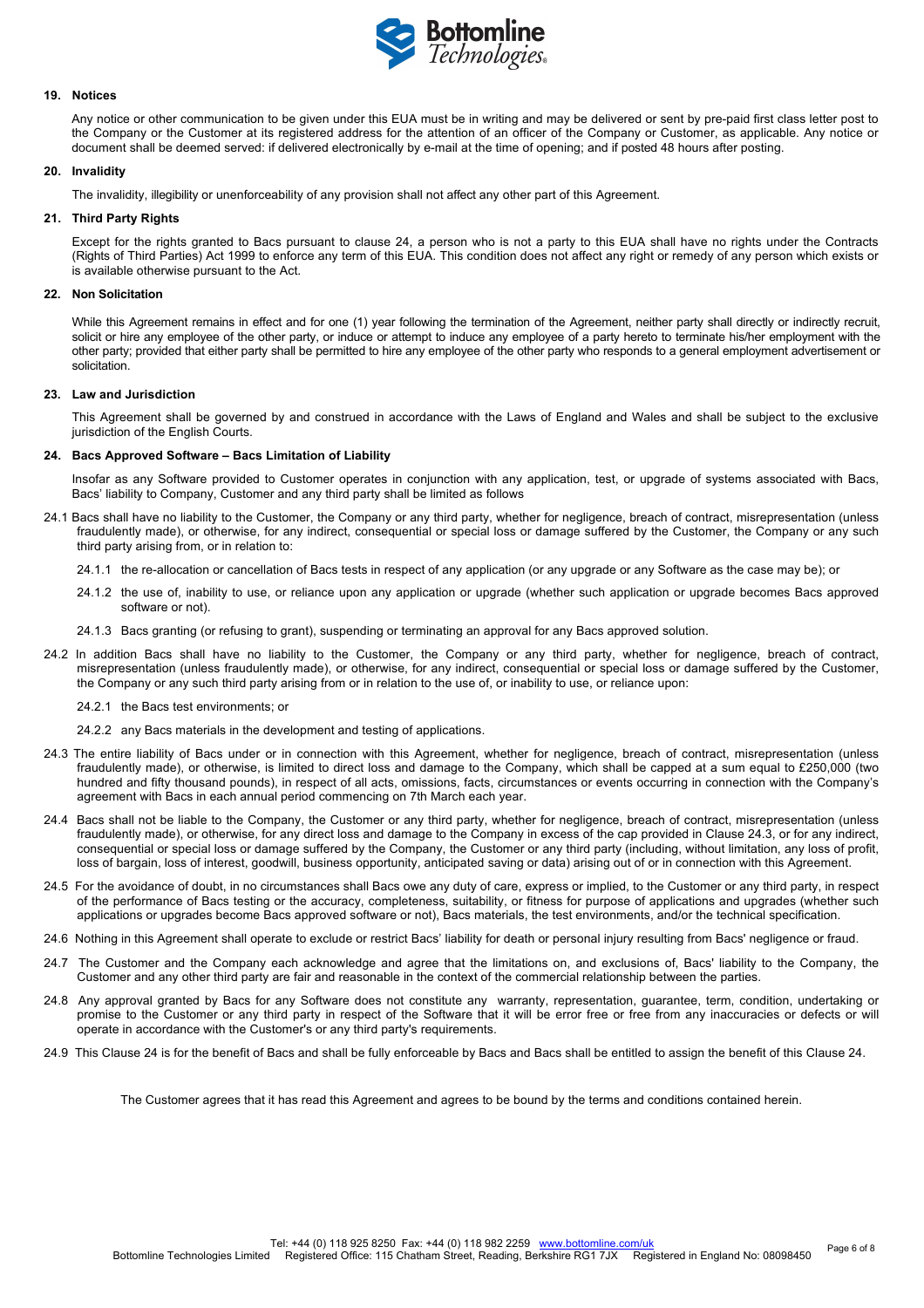## 19. Notices

Any notice or other communication to be given under this EUA must be in writing and may be delivered or sent by pre-paid first class letter post to the Company or the Customer at its registered address for the attention of an officer of the Company or Customer, as applicable. Any notice or document shall be deemed served: if delivered electronically by e-mail at the time of opening; and if posted 48 hours after posting.

## 20. Invalidity

The invalidity, illegibility or unenforceability of any provision shall not affect any other part of this Agreement.

## 21. Third Party Rights

Except for the rights granted to Bacs pursuant to clause 24, a person who is not a party to this EUA shall have no rights under the Contracts (Rights of Third Parties) Act 1999 to enforce any term of this EUA. This condition does not affect any right or remedy of any person which exists or is available otherwise pursuant to the Act.

## 22. Non Solicitation

While this Agreement remains in effect and for one (1) year following the termination of the Agreement, neither party shall directly or indirectly recruit, solicit or hire any employee of the other party, or induce or attempt to induce any employee of a party hereto to terminate his/her employment with the other party; provided that either party shall be permitted to hire any employee of the other party who responds to a general employment advertisement or solicitation.

## 23. Law and Jurisdiction

This Agreement shall be governed by and construed in accordance with the Laws of England and Wales and shall be subject to the exclusive jurisdiction of the English Courts.

## 24. Bacs Approved Software – Bacs Limitation of Liability

Insofar as any Software provided to Customer operates in conjunction with any application, test, or upgrade of systems associated with Bacs, Bacs' liability to Company, Customer and any third party shall be limited as follows

24.1 Bacs shall have no liability to the Customer, the Company or any third party, whether for negligence, breach of contract, misrepresentation (unless fraudulently made), or otherwise, for any indirect, consequential or special loss or damage suffered by the Customer, the Company or any such third party arising from, or in relation to:

24.1.1 the re-allocation or cancellation of Bacs tests in respect of any application (or any upgrade or any Software as the case may be); or

24.1.2 the use of, inability to use, or reliance upon any application or upgrade (whether such application or upgrade becomes Bacs approved software or not).

24.1.3 Bacs granting (or refusing to grant), suspending or terminating an approval for any Bacs approved solution.

24.2 In addition Bacs shall have no liability to the Customer, the Company or any third party, whether for negligence, breach of contract, misrepresentation (unless fraudulently made), or otherwise, for any indirect, consequential or special loss or damage suffered by the Customer, the Company or any such third party arising from or in relation to the use of, or inability to use, or reliance upon:

24.2.1 the Bacs test environments; or

24.2.2 any Bacs materials in the development and testing of applications.

24.3 The entire liability of Bacs under or in connection with this Agreement, whether for negligence, breach of contract, misrepresentation (unless fraudulently made), or otherwise, is limited to direct loss and damage to the Company, which shall be capped at a sum equal to £250,000 (two hundred and fifty thousand pounds), in respect of all acts, omissions, facts, circumstances or events occurring in connection with the Company's agreement with Bacs in each annual period commencing on 7th March each year.

24.4 Bacs shall not be liable to the Company, the Customer or any third party, whether for negligence, breach of contract, misrepresentation (unless fraudulently made), or otherwise, for any direct loss and damage to the Company in excess of the cap provided in Clause 24.3, or for any indirect, consequential or special loss or damage suffered by the Company, the Customer or any third party (including, without limitation, any loss of profit, loss of bargain, loss of interest, goodwill, business opportunity, anticipated saving or data) arising out of or in connection with this Agreement.

24.5 For the avoidance of doubt, in no circumstances shall Bacs owe any duty of care, express or implied, to the Customer or any third party, in respect of the performance of Bacs testing or the accuracy, completeness, suitability, or fitness for purpose of applications and upgrades (whether such applications or upgrades become Bacs approved software or not), Bacs materials, the test environments, and/or the technical specification.

24.6 Nothing in this Agreement shall operate to exclude or restrict Bacs' liability for death or personal injury resulting from Bacs' negligence or fraud.

24.7 The Customer and the Company each acknowledge and agree that the limitations on, and exclusions of, Bacs' liability to the Company, the Customer and any other third party are fair and reasonable in the context of the commercial relationship between the parties.

24.8 Any approval granted by Bacs for any Software does not constitute any warranty, representation, guarantee, term, condition, undertaking or promise to the Customer or any third party in respect of the Software that it will be error free or free from any inaccuracies or defects or will operate in accordance with the Customer's or any third party's requirements.

24.9 This Clause 24 is for the benefit of Bacs and shall be fully enforceable by Bacs and Bacs shall be entitled to assign the benefit of this Clause 24.

The Customer agrees that it has read this Agreement and agrees to be bound by the terms and conditions contained herein.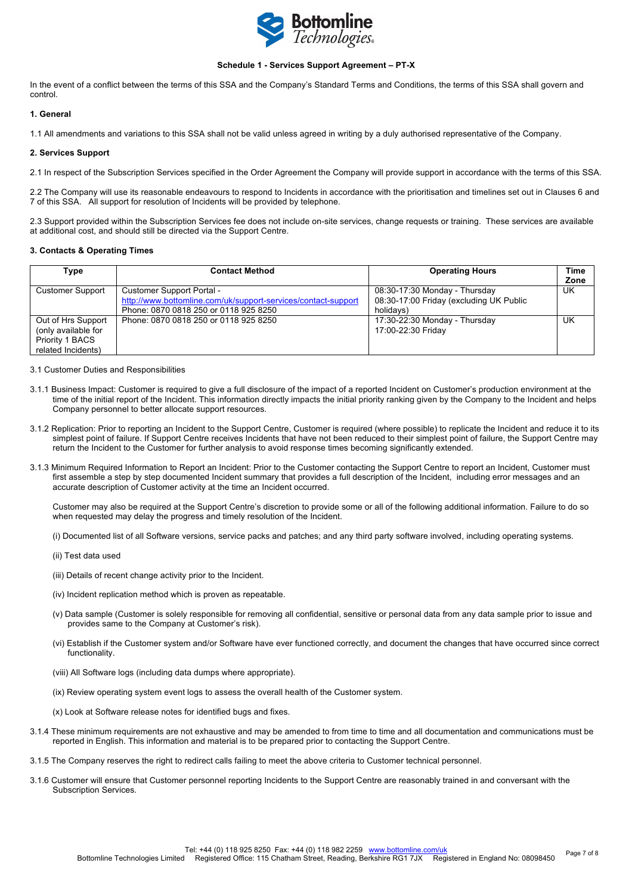### Schedule 1 - Services Support Agreement – PT-X

In the event of a conflict between the terms of this SSA and the Company's Standard Terms and Conditions, the terms of this SSA shall govern and control.

**1. General**

1.1 All amendments and variations to this SSA shall not be valid unless agreed in writing by a duly authorised representative of the Company.

**2. Services Support**

2.1 In respect of the Subscription Services specified in the Order Agreement the Company will provide support in accordance with the terms of this SSA.

2.2 The Company will use its reasonable endeavours to respond to Incidents in accordance with the prioritisation and timelines set out in Clauses 6 and 7 of this SSA. All support for resolution of Incidents will be provided by telephone.

2.3 Support provided within the Subscription Services fee does not include on-site services, change requests or training. These services are available at additional cost, and should still be directed via the Support Centre.

**3. Contacts & Operating Times**

| Type | Contact Method | Operating Hours | Time Zone |
|---|---|---|---|
| Customer Support | Customer Support Portal - http://www.bottomline.com/uk/support-services/contact-support Phone: 0870 0818 250 or 0118 925 8250 | 08:30-17:30 Monday - Thursday 08:30-17:00 Friday (excluding UK Public holidays) | UK |
| Out of Hrs Support (only available for Priority 1 BACS related Incidents) | Phone: 0870 0818 250 or 0118 925 8250 | 17:30-22:30 Monday - Thursday 17:00-22:30 Friday | UK |

3.1 Customer Duties and Responsibilities

3.1.1 Business Impact: Customer is required to give a full disclosure of the impact of a reported Incident on Customer's production environment at the time of the initial report of the Incident. This information directly impacts the initial priority ranking given by the Company to the Incident and helps Company personnel to better allocate support resources.

3.1.2 Replication: Prior to reporting an Incident to the Support Centre, Customer is required (where possible) to replicate the Incident and reduce it to its simplest point of failure. If Support Centre receives Incidents that have not been reduced to their simplest point of failure, the Support Centre may return the Incident to the Customer for further analysis to avoid response times becoming significantly extended.

3.1.3 Minimum Required Information to Report an Incident: Prior to the Customer contacting the Support Centre to report an Incident, Customer must first assemble a step by step documented Incident summary that provides a full description of the Incident, including error messages and an accurate description of Customer activity at the time an Incident occurred.

Customer may also be required at the Support Centre's discretion to provide some or all of the following additional information. Failure to do so when requested may delay the progress and timely resolution of the Incident.

(i) Documented list of all Software versions, service packs and patches; and any third party software involved, including operating systems.

(ii) Test data used

(iii) Details of recent change activity prior to the Incident.

(iv) Incident replication method which is proven as repeatable.

(v) Data sample (Customer is solely responsible for removing all confidential, sensitive or personal data from any data sample prior to issue and provides same to the Company at Customer's risk).

(vi) Establish if the Customer system and/or Software have ever functioned correctly, and document the changes that have occurred since correct functionality.

(viii) All Software logs (including data dumps where appropriate).

(ix) Review operating system event logs to assess the overall health of the Customer system.

(x) Look at Software release notes for identified bugs and fixes.

3.1.4 These minimum requirements are not exhaustive and may be amended to from time to time and all documentation and communications must be reported in English. This information and material is to be prepared prior to contacting the Support Centre.

3.1.5 The Company reserves the right to redirect calls failing to meet the above criteria to Customer technical personnel.

3.1.6 Customer will ensure that Customer personnel reporting Incidents to the Support Centre are reasonably trained in and conversant with the Subscription Services.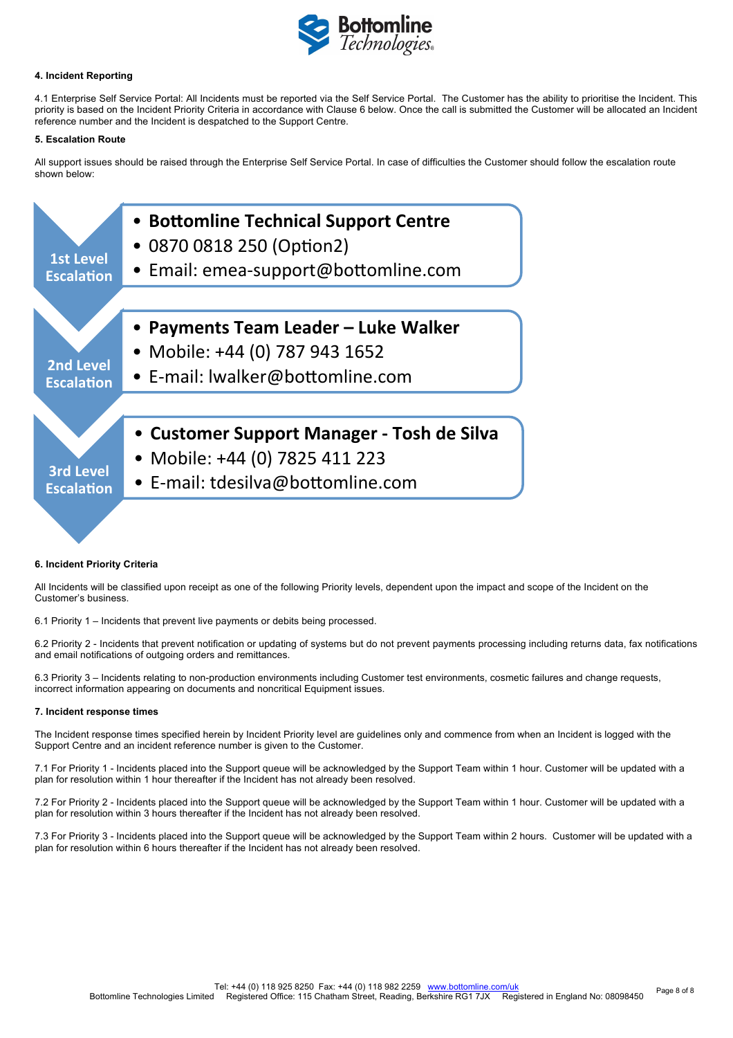#### 4. Incident Reporting

4.1 Enterprise Self Service Portal: All Incidents must be reported via the Self Service Portal. The Customer has the ability to prioritise the Incident. This priority is based on the Incident Priority Criteria in accordance with Clause 6 below. Once the call is submitted the Customer will be allocated an Incident reference number and the Incident is despatched to the Support Centre.

#### 5. Escalation Route

All support issues should be raised through the Enterprise Self Service Portal. In case of difficulties the Customer should follow the escalation route shown below:

**1st Level Escalation**

- **Bottomline Technical Support Centre**
- 0870 0818 250 (Option2)
- Email: emea-support@bottomline.com

**2nd Level Escalation**

- **Payments Team Leader – Luke Walker**
- Mobile: +44 (0) 787 943 1652
- E-mail: lwalker@bottomline.com

**3rd Level Escalation**

- **Customer Support Manager - Tosh de Silva**
- Mobile: +44 (0) 7825 411 223
- E-mail: tdesilva@bottomline.com

#### 6. Incident Priority Criteria

All Incidents will be classified upon receipt as one of the following Priority levels, dependent upon the impact and scope of the Incident on the Customer's business.

6.1 Priority 1 – Incidents that prevent live payments or debits being processed.

6.2 Priority 2 - Incidents that prevent notification or updating of systems but do not prevent payments processing including returns data, fax notifications and email notifications of outgoing orders and remittances.

6.3 Priority 3 – Incidents relating to non-production environments including Customer test environments, cosmetic failures and change requests, incorrect information appearing on documents and noncritical Equipment issues.

#### 7. Incident response times

The Incident response times specified herein by Incident Priority level are guidelines only and commence from when an Incident is logged with the Support Centre and an incident reference number is given to the Customer.

7.1 For Priority 1 - Incidents placed into the Support queue will be acknowledged by the Support Team within 1 hour. Customer will be updated with a plan for resolution within 1 hour thereafter if the Incident has not already been resolved.

7.2 For Priority 2 - Incidents placed into the Support queue will be acknowledged by the Support Team within 1 hour. Customer will be updated with a plan for resolution within 3 hours thereafter if the Incident has not already been resolved.

7.3 For Priority 3 - Incidents placed into the Support queue will be acknowledged by the Support Team within 2 hours. Customer will be updated with a plan for resolution within 6 hours thereafter if the Incident has not already been resolved.

Tel: +44 (0) 118 925 8250 Fax: +44 (0) 118 982 2259 www.bottomline.com/uk
Bottomline Technologies Limited Registered Office: 115 Chatham Street, Reading, Berkshire RG1 7JX Registered in England No: 08098450